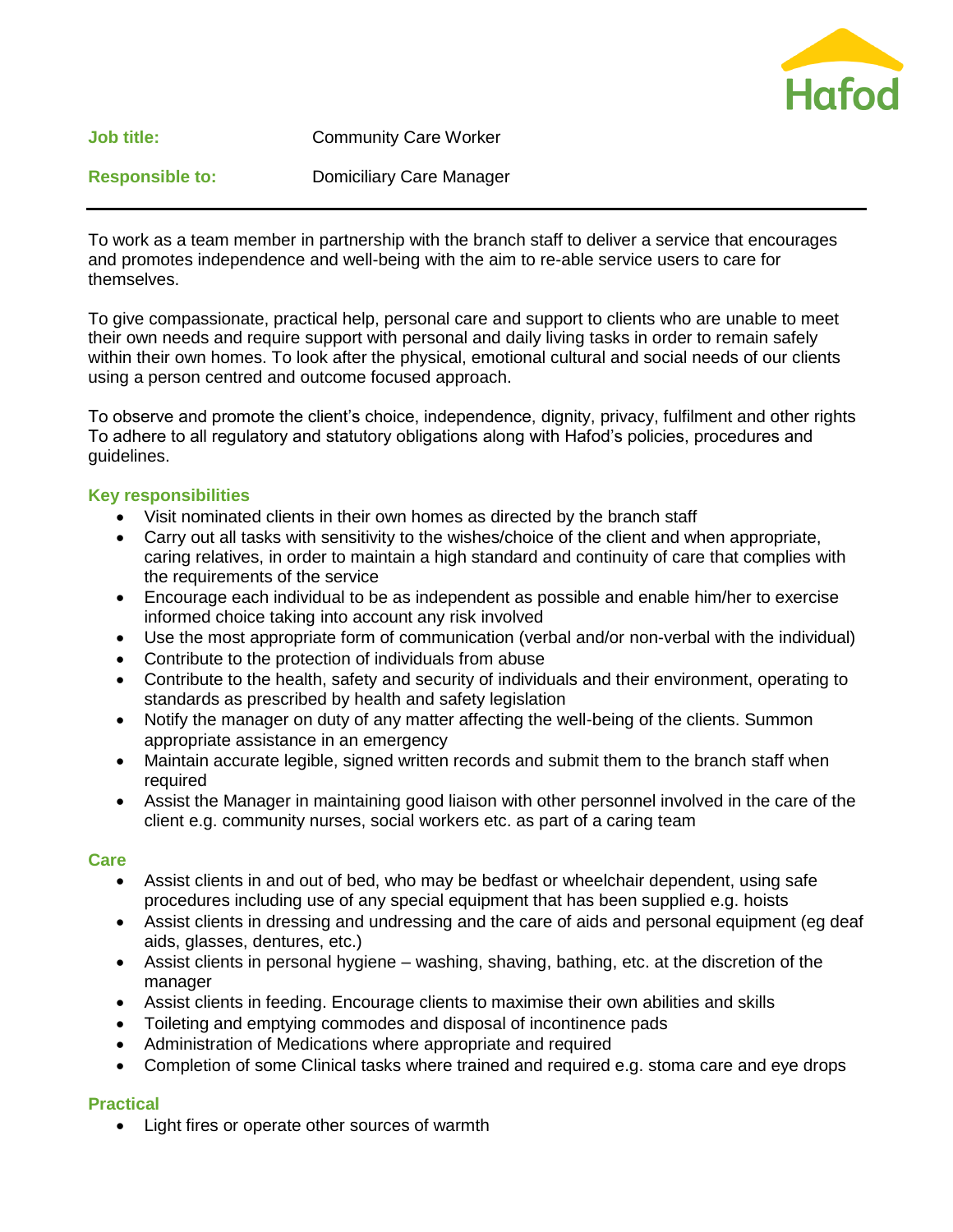**Job title:** Community Care Worker

**Responsible to:** Domiciliary Care Manager

---

To work as a team member in partnership with the branch staff to deliver a service that encourages and promotes independence and well-being with the aim to re-able service users to care for themselves.

To give compassionate, practical help, personal care and support to clients who are unable to meet their own needs and require support with personal and daily living tasks in order to remain safely within their own homes. To look after the physical, emotional cultural and social needs of our clients using a person centred and outcome focused approach.

To observe and promote the client's choice, independence, dignity, privacy, fulfilment and other rights To adhere to all regulatory and statutory obligations along with Hafod's policies, procedures and guidelines.

## Key responsibilities

- Visit nominated clients in their own homes as directed by the branch staff
- Carry out all tasks with sensitivity to the wishes/choice of the client and when appropriate, caring relatives, in order to maintain a high standard and continuity of care that complies with the requirements of the service
- Encourage each individual to be as independent as possible and enable him/her to exercise informed choice taking into account any risk involved
- Use the most appropriate form of communication (verbal and/or non-verbal with the individual)
- Contribute to the protection of individuals from abuse
- Contribute to the health, safety and security of individuals and their environment, operating to standards as prescribed by health and safety legislation
- Notify the manager on duty of any matter affecting the well-being of the clients. Summon appropriate assistance in an emergency
- Maintain accurate legible, signed written records and submit them to the branch staff when required
- Assist the Manager in maintaining good liaison with other personnel involved in the care of the client e.g. community nurses, social workers etc. as part of a caring team

## Care

- Assist clients in and out of bed, who may be bedfast or wheelchair dependent, using safe procedures including use of any special equipment that has been supplied e.g. hoists
- Assist clients in dressing and undressing and the care of aids and personal equipment (eg deaf aids, glasses, dentures, etc.)
- Assist clients in personal hygiene – washing, shaving, bathing, etc. at the discretion of the manager
- Assist clients in feeding. Encourage clients to maximise their own abilities and skills
- Toileting and emptying commodes and disposal of incontinence pads
- Administration of Medications where appropriate and required
- Completion of some Clinical tasks where trained and required e.g. stoma care and eye drops

## Practical

- Light fires or operate other sources of warmth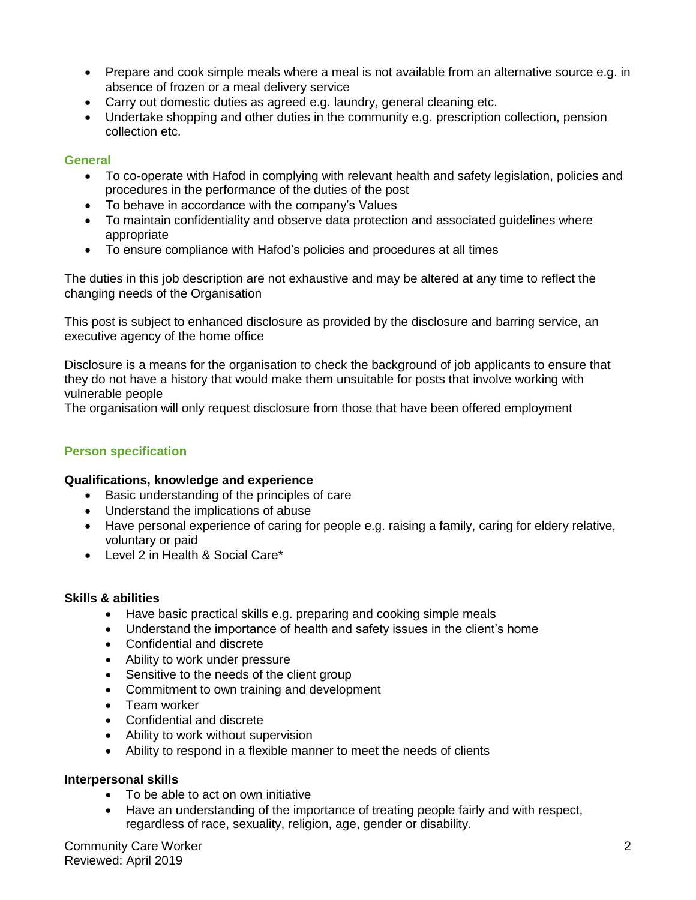- Prepare and cook simple meals where a meal is not available from an alternative source e.g. in absence of frozen or a meal delivery service
- Carry out domestic duties as agreed e.g. laundry, general cleaning etc.
- Undertake shopping and other duties in the community e.g. prescription collection, pension collection etc.

### General

- To co-operate with Hafod in complying with relevant health and safety legislation, policies and procedures in the performance of the duties of the post
- To behave in accordance with the company's Values
- To maintain confidentiality and observe data protection and associated guidelines where appropriate
- To ensure compliance with Hafod's policies and procedures at all times

The duties in this job description are not exhaustive and may be altered at any time to reflect the changing needs of the Organisation

This post is subject to enhanced disclosure as provided by the disclosure and barring service, an executive agency of the home office

Disclosure is a means for the organisation to check the background of job applicants to ensure that they do not have a history that would make them unsuitable for posts that involve working with vulnerable people
The organisation will only request disclosure from those that have been offered employment

## Person specification

**Qualifications, knowledge and experience**

- Basic understanding of the principles of care
- Understand the implications of abuse
- Have personal experience of caring for people e.g. raising a family, caring for eldery relative, voluntary or paid
- Level 2 in Health & Social Care*

**Skills & abilities**

- Have basic practical skills e.g. preparing and cooking simple meals
- Understand the importance of health and safety issues in the client's home
- Confidential and discrete
- Ability to work under pressure
- Sensitive to the needs of the client group
- Commitment to own training and development
- Team worker
- Confidential and discrete
- Ability to work without supervision
- Ability to respond in a flexible manner to meet the needs of clients

**Interpersonal skills**

- To be able to act on own initiative
- Have an understanding of the importance of treating people fairly and with respect, regardless of race, sexuality, religion, age, gender or disability.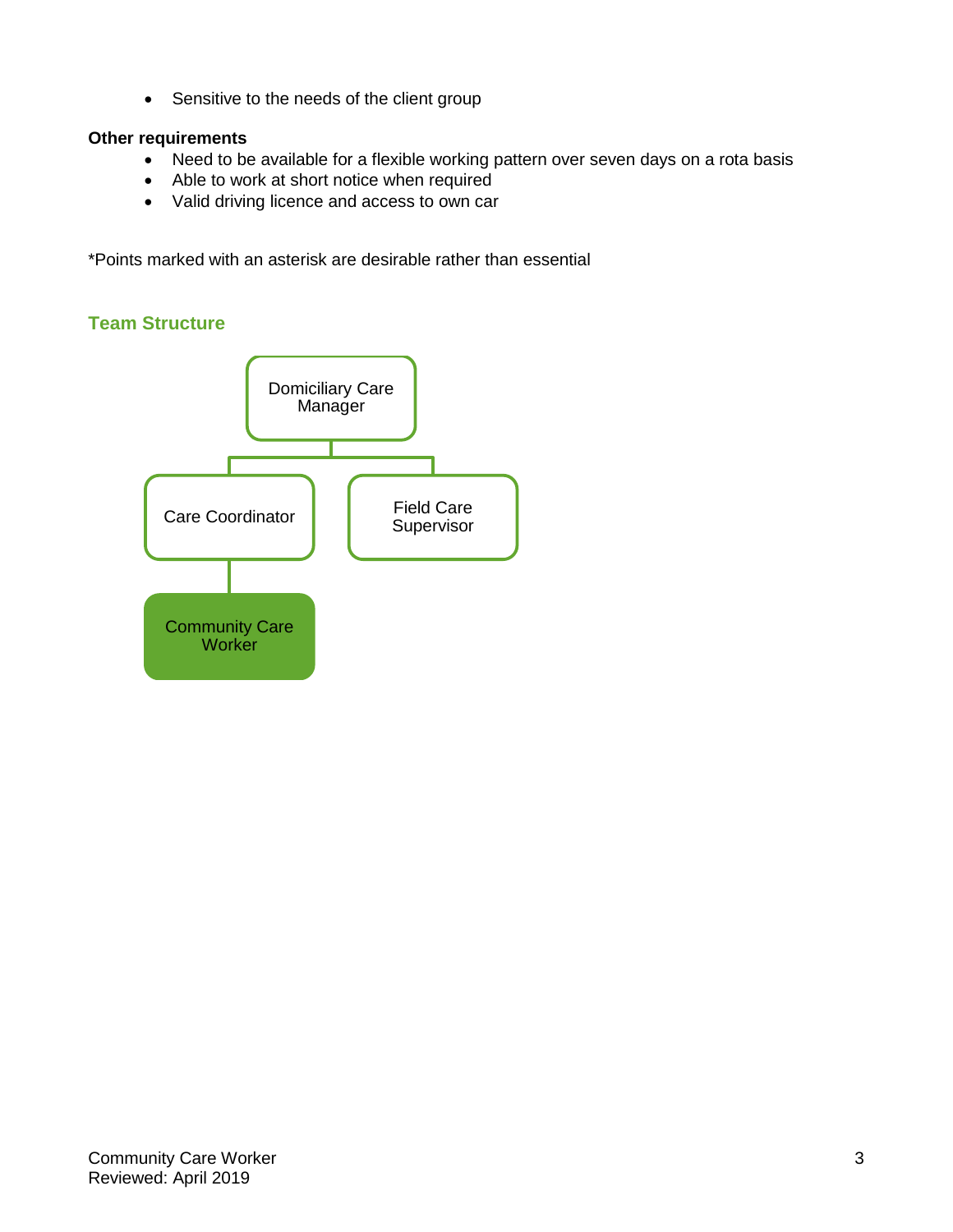- Sensitive to the needs of the client group

**Other requirements**

- Need to be available for a flexible working pattern over seven days on a rota basis
- Able to work at short notice when required
- Valid driving licence and access to own car

*Points marked with an asterisk are desirable rather than essential

## Team Structure

Domiciliary Care Manager

Care Coordinator

Field Care Supervisor

Community Care Worker